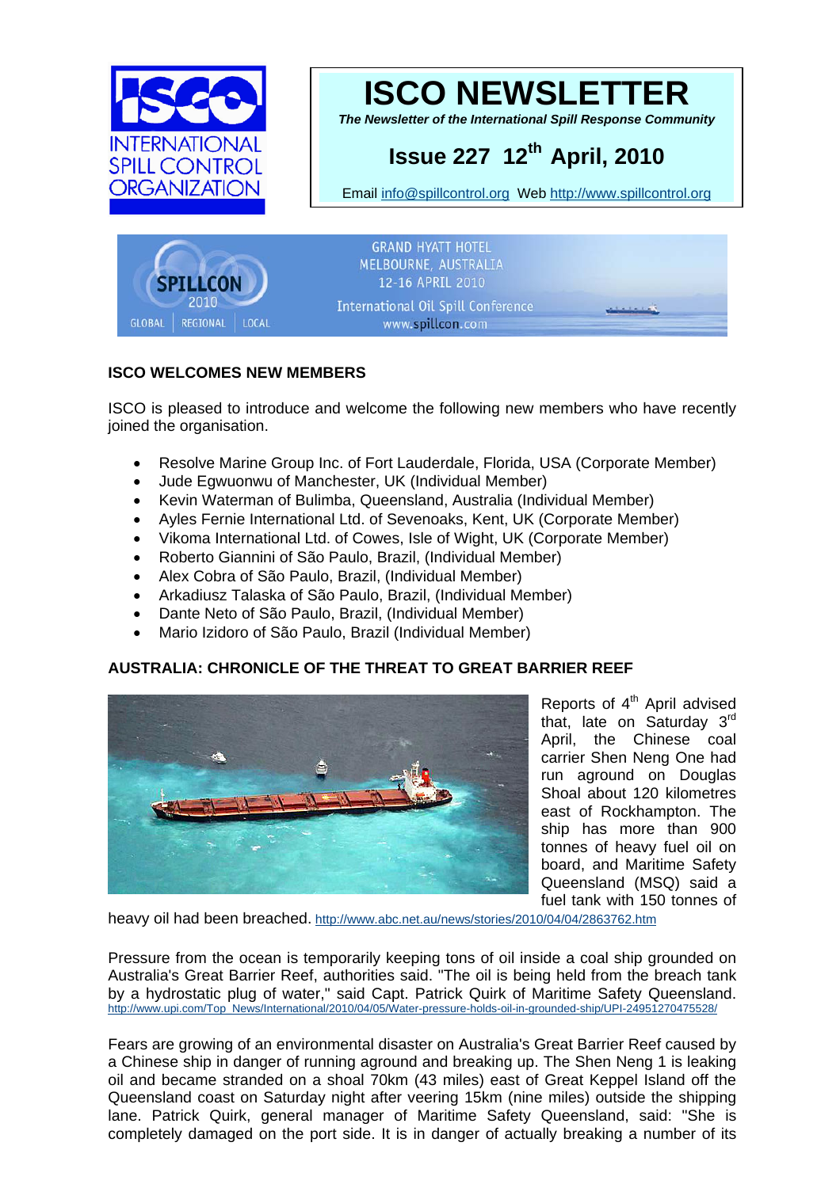# ISCO NEWSLETTER

*The Newsletter of the International Spill Response Community*

## Issue 227 12th April, 2010

Email info@spillcontrol.org Web http://www.spillcontrol.org

SPILLCON 2010 — GLOBAL | REGIONAL | LOCAL
GRAND HYATT HOTEL
MELBOURNE, AUSTRALIA
12-16 APRIL 2010
International Oil Spill Conference
www.spillcon.com

### ISCO WELCOMES NEW MEMBERS

ISCO is pleased to introduce and welcome the following new members who have recently joined the organisation.

- Resolve Marine Group Inc. of Fort Lauderdale, Florida, USA (Corporate Member)
- Jude Egwuonwu of Manchester, UK (Individual Member)
- Kevin Waterman of Bulimba, Queensland, Australia (Individual Member)
- Ayles Fernie International Ltd. of Sevenoaks, Kent, UK (Corporate Member)
- Vikoma International Ltd. of Cowes, Isle of Wight, UK (Corporate Member)
- Roberto Giannini of São Paulo, Brazil, (Individual Member)
- Alex Cobra of São Paulo, Brazil, (Individual Member)
- Arkadiusz Talaska of São Paulo, Brazil, (Individual Member)
- Dante Neto of São Paulo, Brazil, (Individual Member)
- Mario Izidoro of São Paulo, Brazil (Individual Member)

### AUSTRALIA: CHRONICLE OF THE THREAT TO GREAT BARRIER REEF

Reports of 4th April advised that, late on Saturday 3rd April, the Chinese coal carrier Shen Neng One had run aground on Douglas Shoal about 120 kilometres east of Rockhampton. The ship has more than 900 tonnes of heavy fuel oil on board, and Maritime Safety Queensland (MSQ) said a fuel tank with 150 tonnes of heavy oil had been breached. http://www.abc.net.au/news/stories/2010/04/04/2863762.htm

Pressure from the ocean is temporarily keeping tons of oil inside a coal ship grounded on Australia's Great Barrier Reef, authorities said. "The oil is being held from the breach tank by a hydrostatic plug of water," said Capt. Patrick Quirk of Maritime Safety Queensland. http://www.upi.com/Top_News/International/2010/04/05/Water-pressure-holds-oil-in-grounded-ship/UPI-24951270475528/

Fears are growing of an environmental disaster on Australia's Great Barrier Reef caused by a Chinese ship in danger of running aground and breaking up. The Shen Neng 1 is leaking oil and became stranded on a shoal 70km (43 miles) east of Great Keppel Island off the Queensland coast on Saturday night after veering 15km (nine miles) outside the shipping lane. Patrick Quirk, general manager of Maritime Safety Queensland, said: "She is completely damaged on the port side. It is in danger of actually breaking a number of its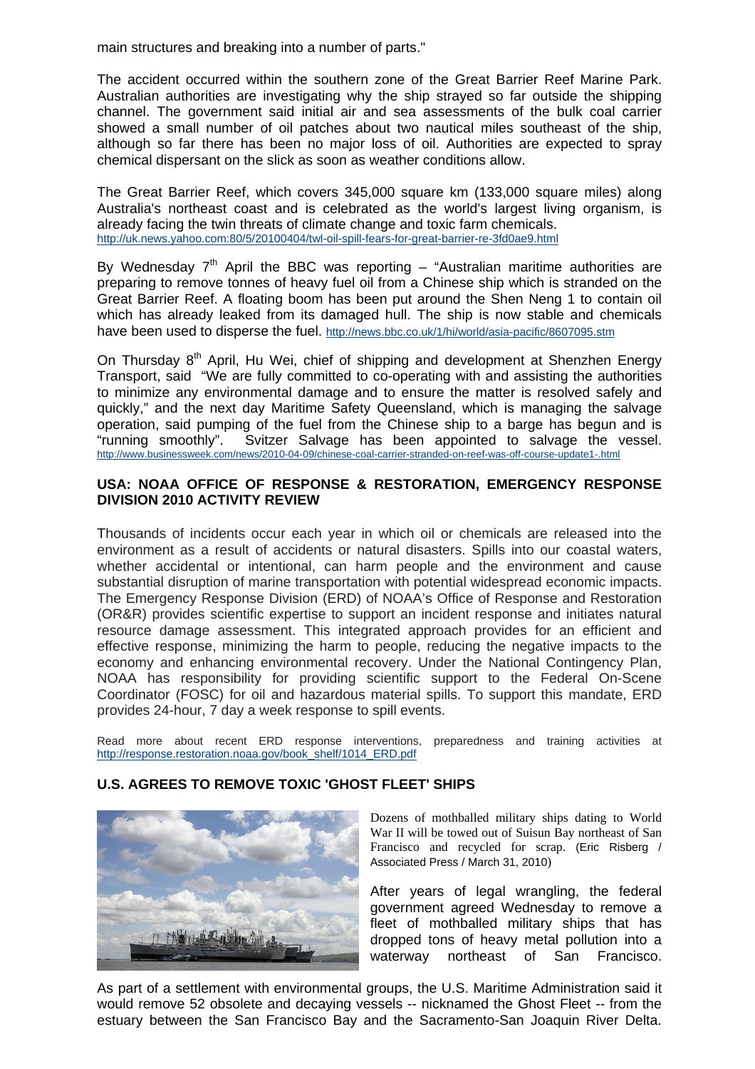main structures and breaking into a number of parts."

The accident occurred within the southern zone of the Great Barrier Reef Marine Park. Australian authorities are investigating why the ship strayed so far outside the shipping channel. The government said initial air and sea assessments of the bulk coal carrier showed a small number of oil patches about two nautical miles southeast of the ship, although so far there has been no major loss of oil. Authorities are expected to spray chemical dispersant on the slick as soon as weather conditions allow.

The Great Barrier Reef, which covers 345,000 square km (133,000 square miles) along Australia's northeast coast and is celebrated as the world's largest living organism, is already facing the twin threats of climate change and toxic farm chemicals.
http://uk.news.yahoo.com:80/5/20100404/twl-oil-spill-fears-for-great-barrier-re-3fd0ae9.html

By Wednesday 7th April the BBC was reporting – "Australian maritime authorities are preparing to remove tonnes of heavy fuel oil from a Chinese ship which is stranded on the Great Barrier Reef. A floating boom has been put around the Shen Neng 1 to contain oil which has already leaked from its damaged hull. The ship is now stable and chemicals have been used to disperse the fuel. http://news.bbc.co.uk/1/hi/world/asia-pacific/8607095.stm

On Thursday 8th April, Hu Wei, chief of shipping and development at Shenzhen Energy Transport, said "We are fully committed to co-operating with and assisting the authorities to minimize any environmental damage and to ensure the matter is resolved safely and quickly," and the next day Maritime Safety Queensland, which is managing the salvage operation, said pumping of the fuel from the Chinese ship to a barge has begun and is "running smoothly". Svitzer Salvage has been appointed to salvage the vessel. http://www.businessweek.com/news/2010-04-09/chinese-coal-carrier-stranded-on-reef-was-off-course-update1-.html

## USA: NOAA OFFICE OF RESPONSE & RESTORATION, EMERGENCY RESPONSE DIVISION 2010 ACTIVITY REVIEW

Thousands of incidents occur each year in which oil or chemicals are released into the environment as a result of accidents or natural disasters. Spills into our coastal waters, whether accidental or intentional, can harm people and the environment and cause substantial disruption of marine transportation with potential widespread economic impacts. The Emergency Response Division (ERD) of NOAA's Office of Response and Restoration (OR&R) provides scientific expertise to support an incident response and initiates natural resource damage assessment. This integrated approach provides for an efficient and effective response, minimizing the harm to people, reducing the negative impacts to the economy and enhancing environmental recovery. Under the National Contingency Plan, NOAA has responsibility for providing scientific support to the Federal On-Scene Coordinator (FOSC) for oil and hazardous material spills. To support this mandate, ERD provides 24-hour, 7 day a week response to spill events.

Read more about recent ERD response interventions, preparedness and training activities at http://response.restoration.noaa.gov/book_shelf/1014_ERD.pdf

## U.S. AGREES TO REMOVE TOXIC 'GHOST FLEET' SHIPS

Dozens of mothballed military ships dating to World War II will be towed out of Suisun Bay northeast of San Francisco and recycled for scrap. (Eric Risberg / Associated Press / March 31, 2010)

After years of legal wrangling, the federal government agreed Wednesday to remove a fleet of mothballed military ships that has dropped tons of heavy metal pollution into a waterway northeast of San Francisco.

As part of a settlement with environmental groups, the U.S. Maritime Administration said it would remove 52 obsolete and decaying vessels -- nicknamed the Ghost Fleet -- from the estuary between the San Francisco Bay and the Sacramento-San Joaquin River Delta.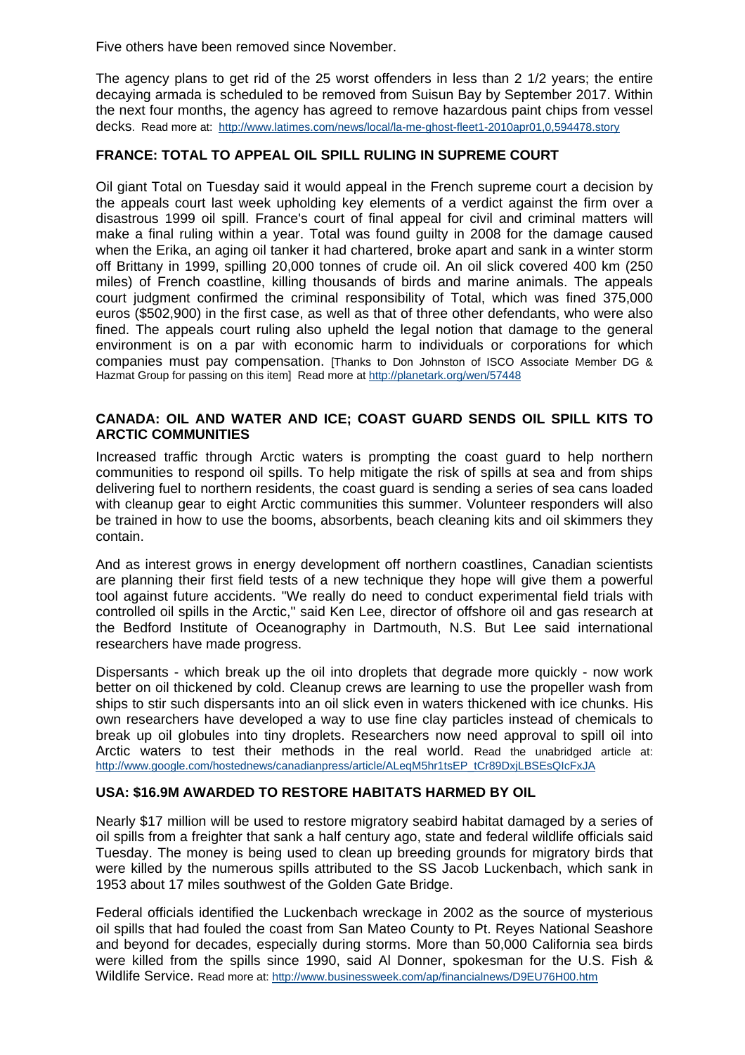Five others have been removed since November.

The agency plans to get rid of the 25 worst offenders in less than 2 1/2 years; the entire decaying armada is scheduled to be removed from Suisun Bay by September 2017. Within the next four months, the agency has agreed to remove hazardous paint chips from vessel decks. Read more at: http://www.latimes.com/news/local/la-me-ghost-fleet1-2010apr01,0,594478.story

### FRANCE: TOTAL TO APPEAL OIL SPILL RULING IN SUPREME COURT

Oil giant Total on Tuesday said it would appeal in the French supreme court a decision by the appeals court last week upholding key elements of a verdict against the firm over a disastrous 1999 oil spill. France's court of final appeal for civil and criminal matters will make a final ruling within a year. Total was found guilty in 2008 for the damage caused when the Erika, an aging oil tanker it had chartered, broke apart and sank in a winter storm off Brittany in 1999, spilling 20,000 tonnes of crude oil. An oil slick covered 400 km (250 miles) of French coastline, killing thousands of birds and marine animals. The appeals court judgment confirmed the criminal responsibility of Total, which was fined 375,000 euros ($502,900) in the first case, as well as that of three other defendants, who were also fined. The appeals court ruling also upheld the legal notion that damage to the general environment is on a par with economic harm to individuals or corporations for which companies must pay compensation. [Thanks to Don Johnston of ISCO Associate Member DG & Hazmat Group for passing on this item] Read more at http://planetark.org/wen/57448

### CANADA: OIL AND WATER AND ICE; COAST GUARD SENDS OIL SPILL KITS TO ARCTIC COMMUNITIES

Increased traffic through Arctic waters is prompting the coast guard to help northern communities to respond oil spills. To help mitigate the risk of spills at sea and from ships delivering fuel to northern residents, the coast guard is sending a series of sea cans loaded with cleanup gear to eight Arctic communities this summer. Volunteer responders will also be trained in how to use the booms, absorbents, beach cleaning kits and oil skimmers they contain.

And as interest grows in energy development off northern coastlines, Canadian scientists are planning their first field tests of a new technique they hope will give them a powerful tool against future accidents. "We really do need to conduct experimental field trials with controlled oil spills in the Arctic," said Ken Lee, director of offshore oil and gas research at the Bedford Institute of Oceanography in Dartmouth, N.S. But Lee said international researchers have made progress.

Dispersants - which break up the oil into droplets that degrade more quickly - now work better on oil thickened by cold. Cleanup crews are learning to use the propeller wash from ships to stir such dispersants into an oil slick even in waters thickened with ice chunks. His own researchers have developed a way to use fine clay particles instead of chemicals to break up oil globules into tiny droplets. Researchers now need approval to spill oil into Arctic waters to test their methods in the real world. Read the unabridged article at: http://www.google.com/hostednews/canadianpress/article/ALeqM5hr1tsEP_tCr89DxjLBSEsQIcFxJA

### USA: $16.9M AWARDED TO RESTORE HABITATS HARMED BY OIL

Nearly $17 million will be used to restore migratory seabird habitat damaged by a series of oil spills from a freighter that sank a half century ago, state and federal wildlife officials said Tuesday. The money is being used to clean up breeding grounds for migratory birds that were killed by the numerous spills attributed to the SS Jacob Luckenbach, which sank in 1953 about 17 miles southwest of the Golden Gate Bridge.

Federal officials identified the Luckenbach wreckage in 2002 as the source of mysterious oil spills that had fouled the coast from San Mateo County to Pt. Reyes National Seashore and beyond for decades, especially during storms. More than 50,000 California sea birds were killed from the spills since 1990, said Al Donner, spokesman for the U.S. Fish & Wildlife Service. Read more at: http://www.businessweek.com/ap/financialnews/D9EU76H00.htm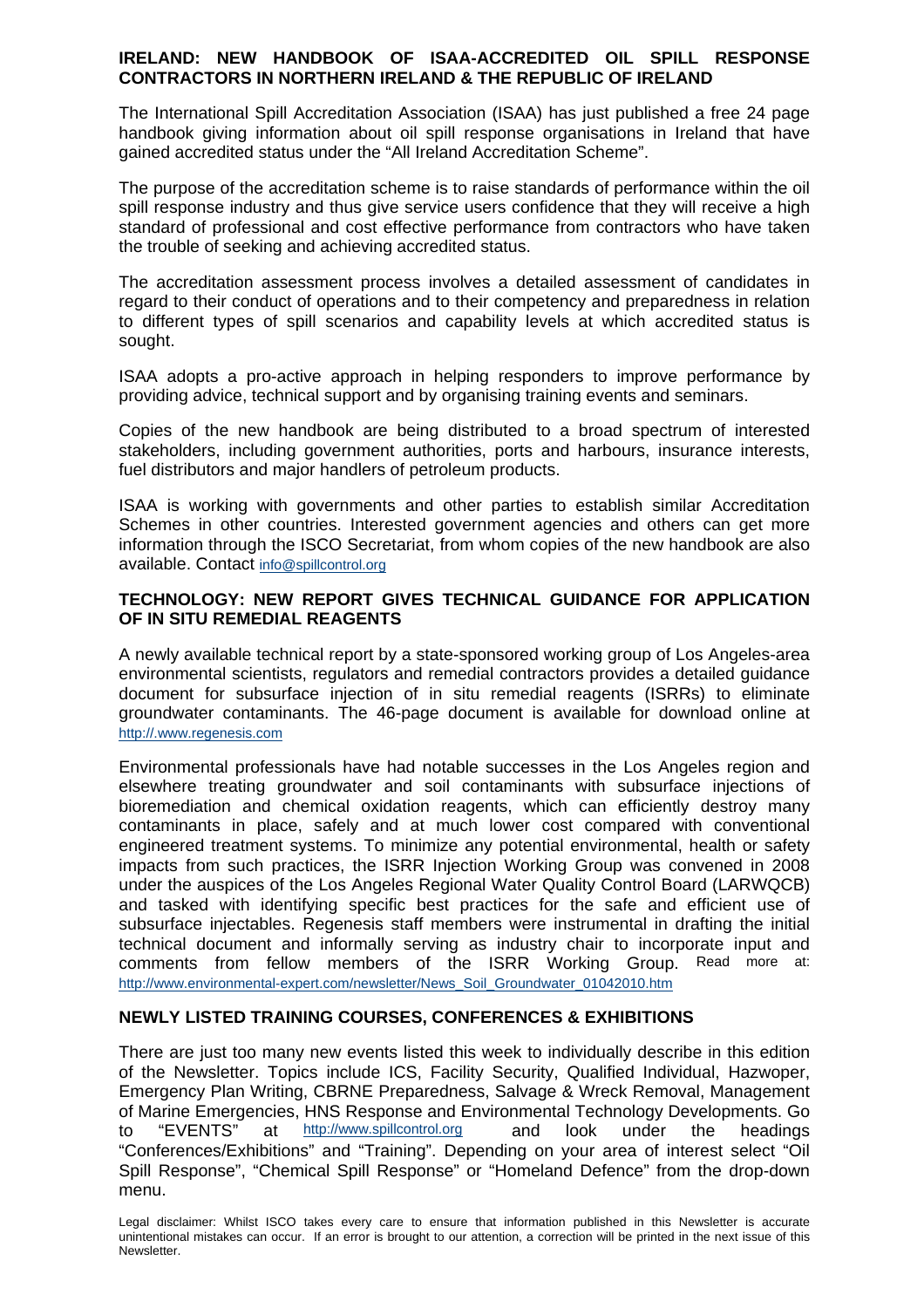## IRELAND: NEW HANDBOOK OF ISAA-ACCREDITED OIL SPILL RESPONSE CONTRACTORS IN NORTHERN IRELAND & THE REPUBLIC OF IRELAND

The International Spill Accreditation Association (ISAA) has just published a free 24 page handbook giving information about oil spill response organisations in Ireland that have gained accredited status under the "All Ireland Accreditation Scheme".

The purpose of the accreditation scheme is to raise standards of performance within the oil spill response industry and thus give service users confidence that they will receive a high standard of professional and cost effective performance from contractors who have taken the trouble of seeking and achieving accredited status.

The accreditation assessment process involves a detailed assessment of candidates in regard to their conduct of operations and to their competency and preparedness in relation to different types of spill scenarios and capability levels at which accredited status is sought.

ISAA adopts a pro-active approach in helping responders to improve performance by providing advice, technical support and by organising training events and seminars.

Copies of the new handbook are being distributed to a broad spectrum of interested stakeholders, including government authorities, ports and harbours, insurance interests, fuel distributors and major handlers of petroleum products.

ISAA is working with governments and other parties to establish similar Accreditation Schemes in other countries. Interested government agencies and others can get more information through the ISCO Secretariat, from whom copies of the new handbook are also available. Contact info@spillcontrol.org

## TECHNOLOGY: NEW REPORT GIVES TECHNICAL GUIDANCE FOR APPLICATION OF IN SITU REMEDIAL REAGENTS

A newly available technical report by a state-sponsored working group of Los Angeles-area environmental scientists, regulators and remedial contractors provides a detailed guidance document for subsurface injection of in situ remedial reagents (ISRRs) to eliminate groundwater contaminants. The 46-page document is available for download online at http://.www.regenesis.com

Environmental professionals have had notable successes in the Los Angeles region and elsewhere treating groundwater and soil contaminants with subsurface injections of bioremediation and chemical oxidation reagents, which can efficiently destroy many contaminants in place, safely and at much lower cost compared with conventional engineered treatment systems. To minimize any potential environmental, health or safety impacts from such practices, the ISRR Injection Working Group was convened in 2008 under the auspices of the Los Angeles Regional Water Quality Control Board (LARWQCB) and tasked with identifying specific best practices for the safe and efficient use of subsurface injectables. Regenesis staff members were instrumental in drafting the initial technical document and informally serving as industry chair to incorporate input and comments from fellow members of the ISRR Working Group. Read more at: http://www.environmental-expert.com/newsletter/News_Soil_Groundwater_01042010.htm

## NEWLY LISTED TRAINING COURSES, CONFERENCES & EXHIBITIONS

There are just too many new events listed this week to individually describe in this edition of the Newsletter. Topics include ICS, Facility Security, Qualified Individual, Hazwoper, Emergency Plan Writing, CBRNE Preparedness, Salvage & Wreck Removal, Management of Marine Emergencies, HNS Response and Environmental Technology Developments. Go to "EVENTS" at http://www.spillcontrol.org and look under the headings "Conferences/Exhibitions" and "Training". Depending on your area of interest select "Oil Spill Response", "Chemical Spill Response" or "Homeland Defence" from the drop-down menu.

Legal disclaimer: Whilst ISCO takes every care to ensure that information published in this Newsletter is accurate unintentional mistakes can occur. If an error is brought to our attention, a correction will be printed in the next issue of this Newsletter.